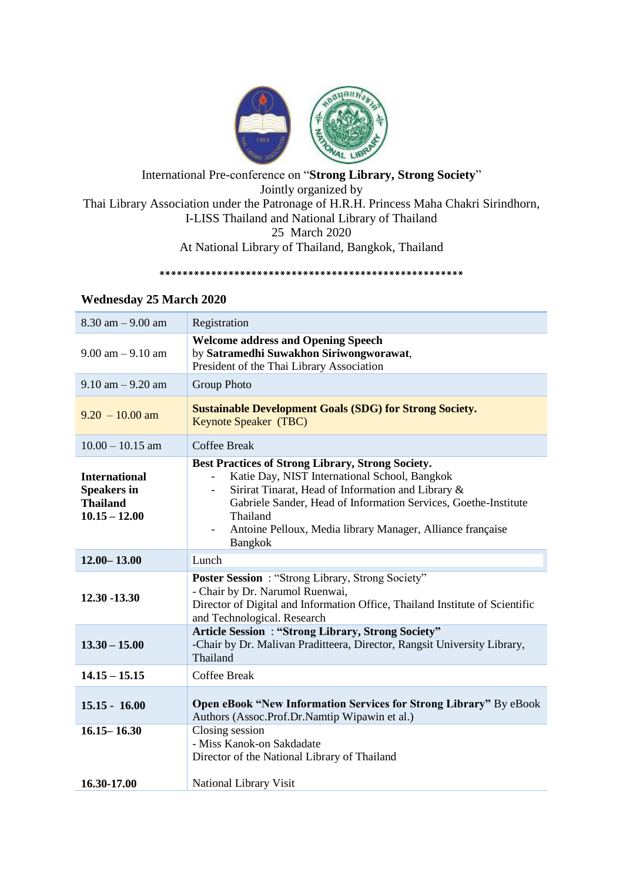International Pre-conference on "**Strong Library, Strong Society**"
Jointly organized by
Thai Library Association under the Patronage of H.R.H. Princess Maha Chakri Sirindhorn,
I-LISS Thailand and National Library of Thailand
25 March 2020
At National Library of Thailand, Bangkok, Thailand

*****************************************************

**Wednesday 25 March 2020**

| Time | Program |
|---|---|
| 8.30 am – 9.00 am | Registration |
| 9.00 am – 9.10 am | **Welcome address and Opening Speech**<br>by **Satramedhi Suwakhon Siriwongworawat**,<br>President of the Thai Library Association |
| 9.10 am – 9.20 am | Group Photo |
| 9.20 – 10.00 am | **Sustainable Development Goals (SDG) for Strong Society.**<br>Keynote Speaker (TBC) |
| 10.00 – 10.15 am | Coffee Break |
| **International Speakers in Thailand**<br>**10.15 – 12.00** | **Best Practices of Strong Library, Strong Society.**<br>- Katie Day, NIST International School, Bangkok<br>- Sirirat Tinarat, Head of Information and Library & Gabriele Sander, Head of Information Services, Goethe-Institute Thailand<br>- Antoine Pelloux, Media library Manager, Alliance française Bangkok |
| **12.00– 13.00** | Lunch |
| **12.30 -13.30** | **Poster Session** : "Strong Library, Strong Society"<br>- Chair by Dr. Narumol Ruenwai,<br>Director of Digital and Information Office, Thailand Institute of Scientific and Technological. Research |
| **13.30 – 15.00** | **Article Session : "Strong Library, Strong Society"**<br>-Chair by Dr. Malivan Praditteera, Director, Rangsit University Library, Thailand |
| **14.15 – 15.15** | Coffee Break |
| **15.15 - 16.00** | **Open eBook "New Information Services for Strong Library"** By eBook Authors (Assoc.Prof.Dr.Namtip Wipawin et al.) |
| **16.15– 16.30** | Closing session<br>- Miss Kanok-on Sakdadate<br>Director of the National Library of Thailand |
| **16.30-17.00** | National Library Visit |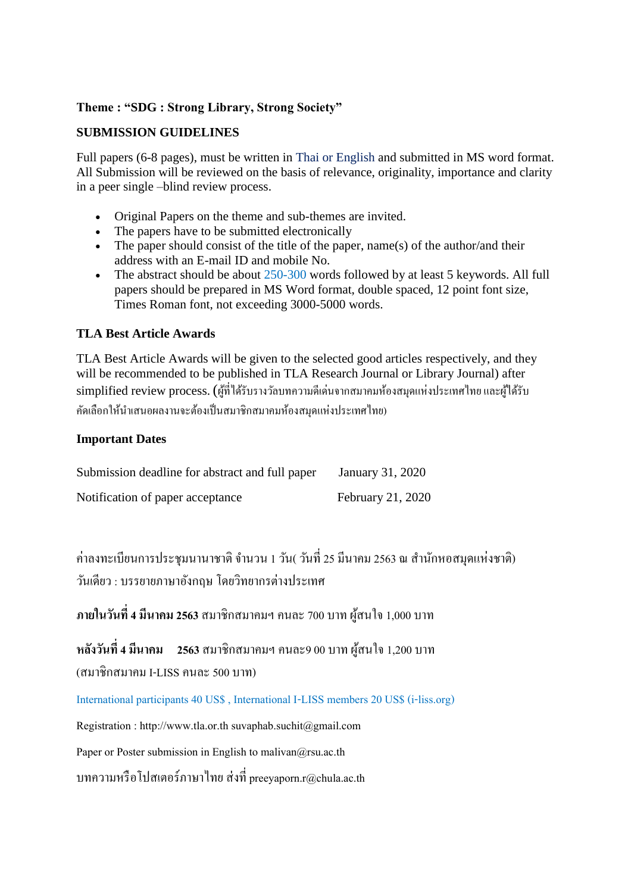**Theme : "SDG : Strong Library, Strong Society"**

**SUBMISSION GUIDELINES**

Full papers (6-8 pages), must be written in Thai or English and submitted in MS word format. All Submission will be reviewed on the basis of relevance, originality, importance and clarity in a peer single –blind review process.

- Original Papers on the theme and sub-themes are invited.
- The papers have to be submitted electronically
- The paper should consist of the title of the paper, name(s) of the author/and their address with an E-mail ID and mobile No.
- The abstract should be about 250-300 words followed by at least 5 keywords. All full papers should be prepared in MS Word format, double spaced, 12 point font size, Times Roman font, not exceeding 3000-5000 words.

**TLA Best Article Awards**

TLA Best Article Awards will be given to the selected good articles respectively, and they will be recommended to be published in TLA Research Journal or Library Journal) after simplified review process. (ผู้ที่ได้รับรางวัลบทความดีเด่นจากสมาคมห้องสมุดแห่งประเทศไทย และผู้ได้รับคัดเลือกให้นำเสนอผลงานจะต้องเป็นสมาชิกสมาคมห้องสมุดแห่งประเทศไทย)

**Important Dates**

| | |
|---|---|
| Submission deadline for abstract and full paper | January 31, 2020 |
| Notification of paper acceptance | February 21, 2020 |

ค่าลงทะเบียนการประชุมนานาชาติ จำนวน 1 วัน( วันที่ 25 มีนาคม 2563 ณ สำนักหอสมุดแห่งชาติ)
วันเดียว : บรรยายภาษาอังกฤษ โดยวิทยากรต่างประเทศ

**ภายในวันที่ 4 มีนาคม 2563** สมาชิกสมาคมฯ คนละ 700 บาท ผู้สนใจ 1,000 บาท

**หลังวันที่ 4 มีนาคม 2563** สมาชิกสมาคมฯ คนละ9 00 บาท ผู้สนใจ 1,200 บาท
(สมาชิกสมาคม I-LISS คนละ 500 บาท)

International participants 40 US$ , International I-LISS members 20 US$ (i-liss.org)

Registration : http://www.tla.or.th suvaphab.suchit@gmail.com

Paper or Poster submission in English to malivan@rsu.ac.th

บทความหรือโปสเตอร์ภาษาไทย ส่งที่ preeyaporn.r@chula.ac.th